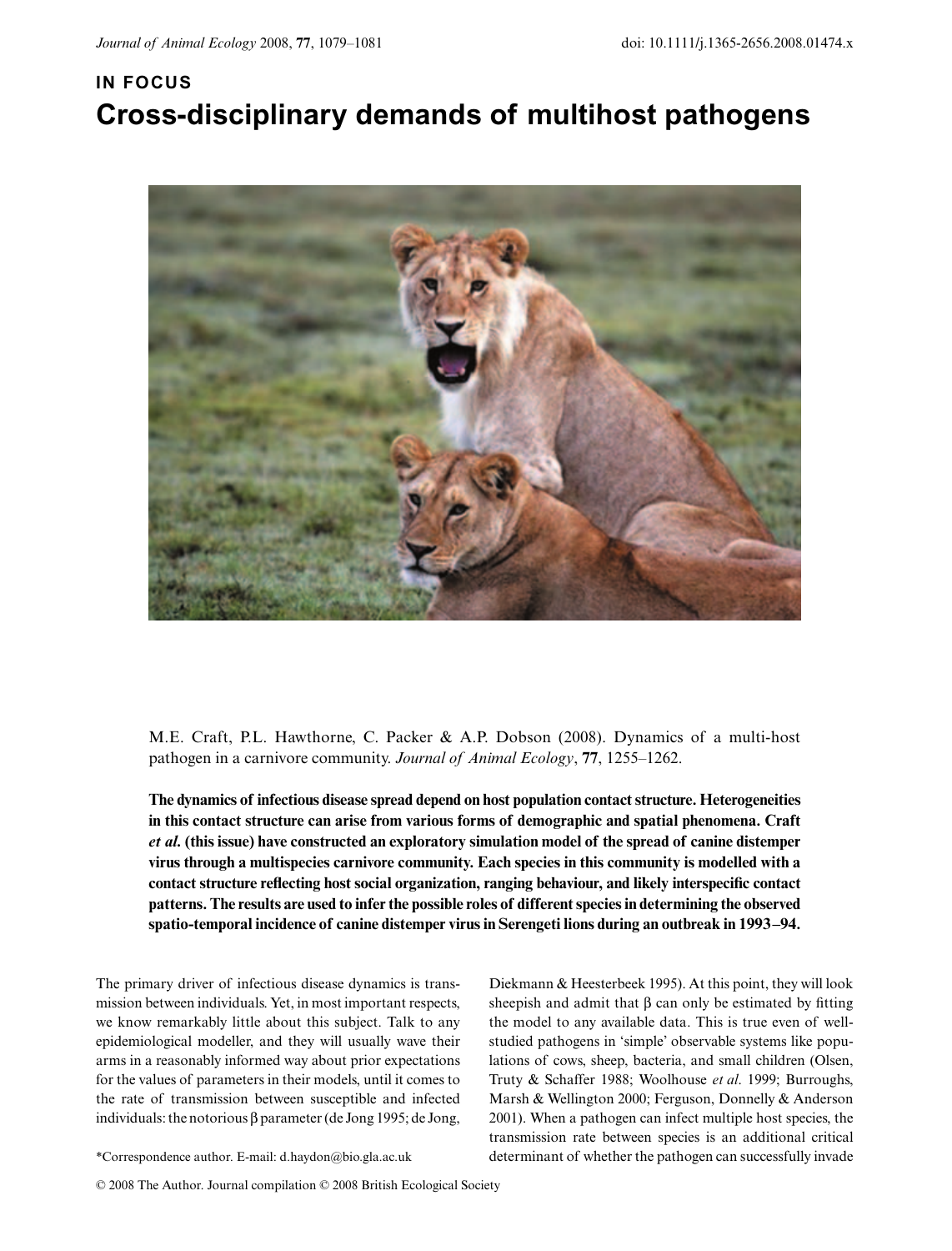**IN FOCUS**

# Cross-disciplinary demands of multihost pathogens

M.E. Craft, P.L. Hawthorne, C. Packer & A.P. Dobson (2008). Dynamics of a multi-host pathogen in a carnivore community. *Journal of Animal Ecology*, **77**, 1255–1262.

**The dynamics of infectious disease spread depend on host population contact structure. Heterogeneities in this contact structure can arise from various forms of demographic and spatial phenomena. Craft *et al.* (this issue) have constructed an exploratory simulation model of the spread of canine distemper virus through a multispecies carnivore community. Each species in this community is modelled with a contact structure reflecting host social organization, ranging behaviour, and likely interspecific contact patterns. The results are used to infer the possible roles of different species in determining the observed spatio-temporal incidence of canine distemper virus in Serengeti lions during an outbreak in 1993–94.**

The primary driver of infectious disease dynamics is transmission between individuals. Yet, in most important respects, we know remarkably little about this subject. Talk to any epidemiological modeller, and they will usually wave their arms in a reasonably informed way about prior expectations for the values of parameters in their models, until it comes to the rate of transmission between susceptible and infected individuals: the notorious $\beta$ parameter (de Jong 1995; de Jong, Diekmann & Heesterbeek 1995). At this point, they will look sheepish and admit that $\beta$ can only be estimated by fitting the model to any available data. This is true even of well-studied pathogens in 'simple' observable systems like populations of cows, sheep, bacteria, and small children (Olsen, Truty & Schaffer 1988; Woolhouse *et al.* 1999; Burroughs, Marsh & Wellington 2000; Ferguson, Donnelly & Anderson 2001). When a pathogen can infect multiple host species, the transmission rate between species is an additional critical determinant of whether the pathogen can successfully invade

*Correspondence author. E-mail: d.haydon@bio.gla.ac.uk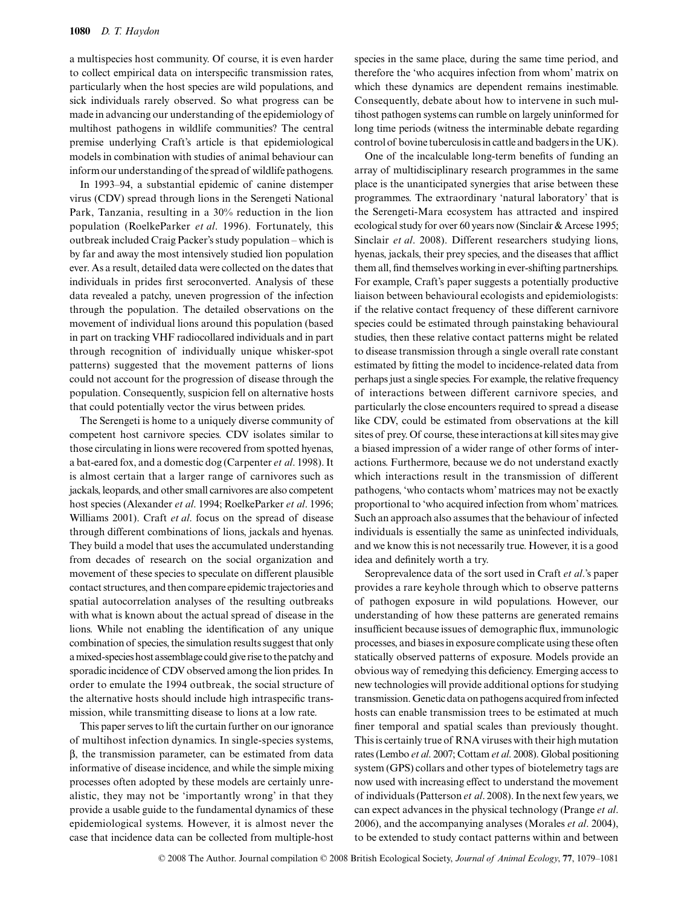a multispecies host community. Of course, it is even harder to collect empirical data on interspecific transmission rates, particularly when the host species are wild populations, and sick individuals rarely observed. So what progress can be made in advancing our understanding of the epidemiology of multihost pathogens in wildlife communities? The central premise underlying Craft's article is that epidemiological models in combination with studies of animal behaviour can inform our understanding of the spread of wildlife pathogens.

In 1993–94, a substantial epidemic of canine distemper virus (CDV) spread through lions in the Serengeti National Park, Tanzania, resulting in a 30% reduction in the lion population (RoelkeParker *et al*. 1996). Fortunately, this outbreak included Craig Packer's study population – which is by far and away the most intensively studied lion population ever. As a result, detailed data were collected on the dates that individuals in prides first seroconverted. Analysis of these data revealed a patchy, uneven progression of the infection through the population. The detailed observations on the movement of individual lions around this population (based in part on tracking VHF radiocollared individuals and in part through recognition of individually unique whisker-spot patterns) suggested that the movement patterns of lions could not account for the progression of disease through the population. Consequently, suspicion fell on alternative hosts that could potentially vector the virus between prides.

The Serengeti is home to a uniquely diverse community of competent host carnivore species. CDV isolates similar to those circulating in lions were recovered from spotted hyenas, a bat-eared fox, and a domestic dog (Carpenter *et al*. 1998). It is almost certain that a larger range of carnivores such as jackals, leopards, and other small carnivores are also competent host species (Alexander *et al*. 1994; RoelkeParker *et al*. 1996; Williams 2001). Craft *et al*. focus on the spread of disease through different combinations of lions, jackals and hyenas. They build a model that uses the accumulated understanding from decades of research on the social organization and movement of these species to speculate on different plausible contact structures, and then compare epidemic trajectories and spatial autocorrelation analyses of the resulting outbreaks with what is known about the actual spread of disease in the lions. While not enabling the identification of any unique combination of species, the simulation results suggest that only a mixed-species host assemblage could give rise to the patchy and sporadic incidence of CDV observed among the lion prides. In order to emulate the 1994 outbreak, the social structure of the alternative hosts should include high intraspecific transmission, while transmitting disease to lions at a low rate.

This paper serves to lift the curtain further on our ignorance of multihost infection dynamics. In single-species systems, $\beta$, the transmission parameter, can be estimated from data informative of disease incidence, and while the simple mixing processes often adopted by these models are certainly unrealistic, they may not be 'importantly wrong' in that they provide a usable guide to the fundamental dynamics of these epidemiological systems. However, it is almost never the case that incidence data can be collected from multiple-host species in the same place, during the same time period, and therefore the 'who acquires infection from whom' matrix on which these dynamics are dependent remains inestimable. Consequently, debate about how to intervene in such multihost pathogen systems can rumble on largely uninformed for long time periods (witness the interminable debate regarding control of bovine tuberculosis in cattle and badgers in the UK).

One of the incalculable long-term benefits of funding an array of multidisciplinary research programmes in the same place is the unanticipated synergies that arise between these programmes. The extraordinary 'natural laboratory' that is the Serengeti-Mara ecosystem has attracted and inspired ecological study for over 60 years now (Sinclair & Arcese 1995; Sinclair *et al*. 2008). Different researchers studying lions, hyenas, jackals, their prey species, and the diseases that afflict them all, find themselves working in ever-shifting partnerships. For example, Craft's paper suggests a potentially productive liaison between behavioural ecologists and epidemiologists: if the relative contact frequency of these different carnivore species could be estimated through painstaking behavioural studies, then these relative contact patterns might be related to disease transmission through a single overall rate constant estimated by fitting the model to incidence-related data from perhaps just a single species. For example, the relative frequency of interactions between different carnivore species, and particularly the close encounters required to spread a disease like CDV, could be estimated from observations at the kill sites of prey. Of course, these interactions at kill sites may give a biased impression of a wider range of other forms of interactions. Furthermore, because we do not understand exactly which interactions result in the transmission of different pathogens, 'who contacts whom' matrices may not be exactly proportional to 'who acquired infection from whom' matrices. Such an approach also assumes that the behaviour of infected individuals is essentially the same as uninfected individuals, and we know this is not necessarily true. However, it is a good idea and definitely worth a try.

Seroprevalence data of the sort used in Craft *et al*.'s paper provides a rare keyhole through which to observe patterns of pathogen exposure in wild populations. However, our understanding of how these patterns are generated remains insufficient because issues of demographic flux, immunologic processes, and biases in exposure complicate using these often statically observed patterns of exposure. Models provide an obvious way of remedying this deficiency. Emerging access to new technologies will provide additional options for studying transmission. Genetic data on pathogens acquired from infected hosts can enable transmission trees to be estimated at much finer temporal and spatial scales than previously thought. This is certainly true of RNA viruses with their high mutation rates (Lembo *et al*. 2007; Cottam *et al*. 2008). Global positioning system (GPS) collars and other types of biotelemetry tags are now used with increasing effect to understand the movement of individuals (Patterson *et al*. 2008). In the next few years, we can expect advances in the physical technology (Prange *et al*. 2006), and the accompanying analyses (Morales *et al*. 2004), to be extended to study contact patterns within and between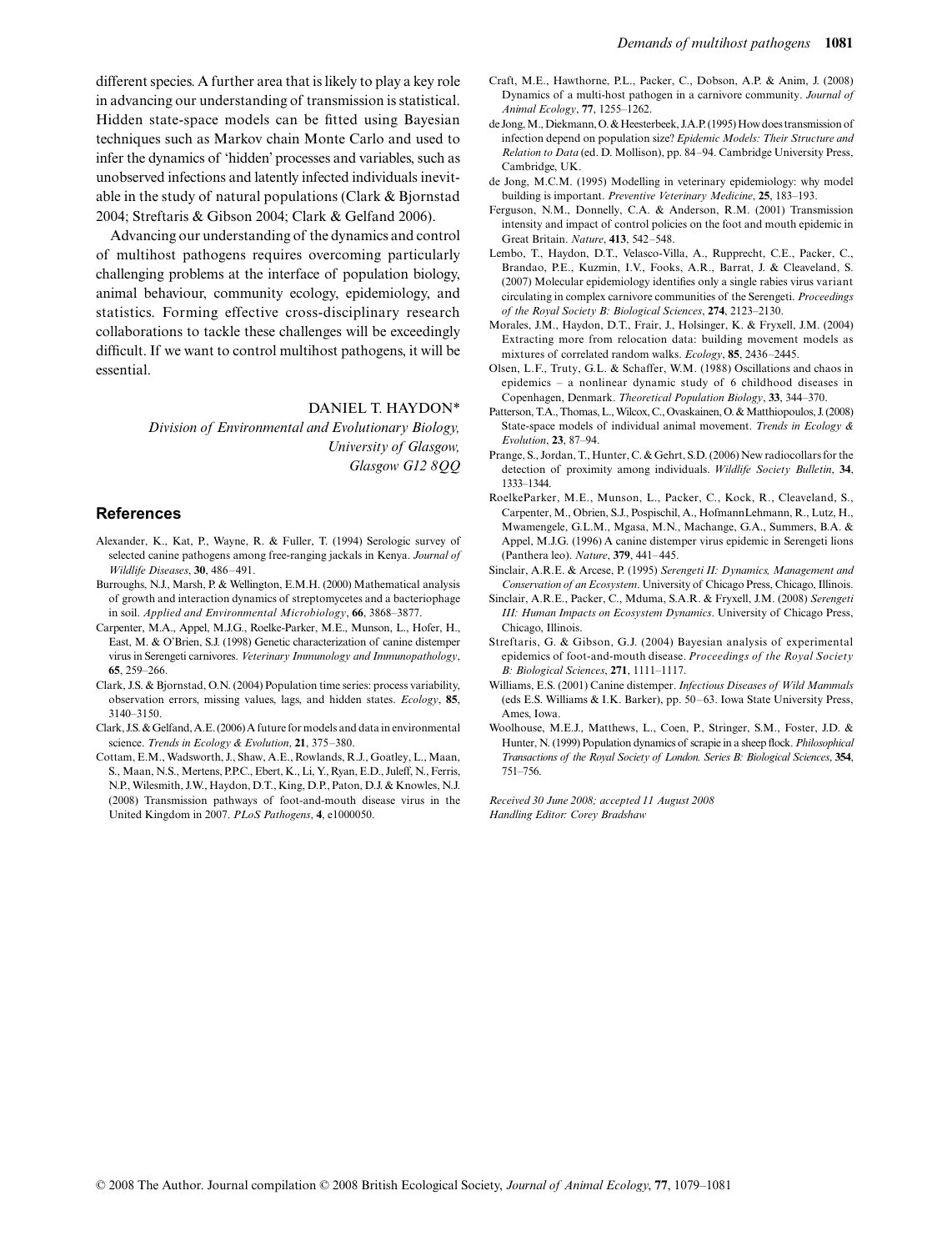different species. A further area that is likely to play a key role in advancing our understanding of transmission is statistical. Hidden state-space models can be fitted using Bayesian techniques such as Markov chain Monte Carlo and used to infer the dynamics of 'hidden' processes and variables, such as unobserved infections and latently infected individuals inevitable in the study of natural populations (Clark & Bjornstad 2004; Streftaris & Gibson 2004; Clark & Gelfand 2006).

Advancing our understanding of the dynamics and control of multihost pathogens requires overcoming particularly challenging problems at the interface of population biology, animal behaviour, community ecology, epidemiology, and statistics. Forming effective cross-disciplinary research collaborations to tackle these challenges will be exceedingly difficult. If we want to control multihost pathogens, it will be essential.

DANIEL T. HAYDON*

*Division of Environmental and Evolutionary Biology, University of Glasgow, Glasgow G12 8QQ*

## References

Alexander, K., Kat, P., Wayne, R. & Fuller, T. (1994) Serologic survey of selected canine pathogens among free-ranging jackals in Kenya. *Journal of Wildlife Diseases*, **30**, 486–491.

Burroughs, N.J., Marsh, P. & Wellington, E.M.H. (2000) Mathematical analysis of growth and interaction dynamics of streptomycetes and a bacteriophage in soil. *Applied and Environmental Microbiology*, **66**, 3868–3877.

Carpenter, M.A., Appel, M.J.G., Roelke-Parker, M.E., Munson, L., Hofer, H., East, M. & O'Brien, S.J. (1998) Genetic characterization of canine distemper virus in Serengeti carnivores. *Veterinary Immunology and Immunopathology*, **65**, 259–266.

Clark, J.S. & Bjornstad, O.N. (2004) Population time series: process variability, observation errors, missing values, lags, and hidden states. *Ecology*, **85**, 3140–3150.

Clark, J.S. & Gelfand, A.E. (2006) A future for models and data in environmental science. *Trends in Ecology & Evolution*, **21**, 375–380.

Cottam, E.M., Wadsworth, J., Shaw, A.E., Rowlands, R.J., Goatley, L., Maan, S., Maan, N.S., Mertens, P.P.C., Ebert, K., Li, Y., Ryan, E.D., Juleff, N., Ferris, N.P., Wilesmith, J.W., Haydon, D.T., King, D.P., Paton, D.J. & Knowles, N.J. (2008) Transmission pathways of foot-and-mouth disease virus in the United Kingdom in 2007. *PLoS Pathogens*, **4**, e1000050.

Craft, M.E., Hawthorne, P.L., Packer, C., Dobson, A.P. & Anim, J. (2008) Dynamics of a multi-host pathogen in a carnivore community. *Journal of Animal Ecology*, **77**, 1255–1262.

de Jong, M., Diekmann, O. & Heesterbeek, J.A.P. (1995) How does transmission of infection depend on population size? *Epidemic Models: Their Structure and Relation to Data* (ed. D. Mollison), pp. 84–94. Cambridge University Press, Cambridge, UK.

de Jong, M.C.M. (1995) Modelling in veterinary epidemiology: why model building is important. *Preventive Veterinary Medicine*, **25**, 183–193.

Ferguson, N.M., Donnelly, C.A. & Anderson, R.M. (2001) Transmission intensity and impact of control policies on the foot and mouth epidemic in Great Britain. *Nature*, **413**, 542–548.

Lembo, T., Haydon, D.T., Velasco-Villa, A., Rupprecht, C.E., Packer, C., Brandao, P.E., Kuzmin, I.V., Fooks, A.R., Barrat, J. & Cleaveland, S. (2007) Molecular epidemiology identifies only a single rabies virus variant circulating in complex carnivore communities of the Serengeti. *Proceedings of the Royal Society B: Biological Sciences*, **274**, 2123–2130.

Morales, J.M., Haydon, D.T., Frair, J., Holsinger, K. & Fryxell, J.M. (2004) Extracting more from relocation data: building movement models as mixtures of correlated random walks. *Ecology*, **85**, 2436–2445.

Olsen, L.F., Truty, G.L. & Schaffer, W.M. (1988) Oscillations and chaos in epidemics – a nonlinear dynamic study of 6 childhood diseases in Copenhagen, Denmark. *Theoretical Population Biology*, **33**, 344–370.

Patterson, T.A., Thomas, L., Wilcox, C., Ovaskainen, O. & Matthiopoulos, J. (2008) State-space models of individual animal movement. *Trends in Ecology & Evolution*, **23**, 87–94.

Prange, S., Jordan, T., Hunter, C. & Gehrt, S.D. (2006) New radiocollars for the detection of proximity among individuals. *Wildlife Society Bulletin*, **34**, 1333–1344.

RoelkeParker, M.E., Munson, L., Packer, C., Kock, R., Cleaveland, S., Carpenter, M., Obrien, S.J., Pospischil, A., HofmannLehmann, R., Lutz, H., Mwamengele, G.L.M., Mgasa, M.N., Machange, G.A., Summers, B.A. & Appel, M.J.G. (1996) A canine distemper virus epidemic in Serengeti lions (Panthera leo). *Nature*, **379**, 441–445.

Sinclair, A.R.E. & Arcese, P. (1995) *Serengeti II: Dynamics, Management and Conservation of an Ecosystem*. University of Chicago Press, Chicago, Illinois.

Sinclair, A.R.E., Packer, C., Mduma, S.A.R. & Fryxell, J.M. (2008) *Serengeti III: Human Impacts on Ecosystem Dynamics*. University of Chicago Press, Chicago, Illinois.

Streftaris, G. & Gibson, G.J. (2004) Bayesian analysis of experimental epidemics of foot-and-mouth disease. *Proceedings of the Royal Society B: Biological Sciences*, **271**, 1111–1117.

Williams, E.S. (2001) Canine distemper. *Infectious Diseases of Wild Mammals* (eds E.S. Williams & I.K. Barker), pp. 50–63. Iowa State University Press, Ames, Iowa.

Woolhouse, M.E.J., Matthews, L., Coen, P., Stringer, S.M., Foster, J.D. & Hunter, N. (1999) Population dynamics of scrapie in a sheep flock. *Philosophical Transactions of the Royal Society of London. Series B: Biological Sciences*, **354**, 751–756.

*Received 30 June 2008; accepted 11 August 2008*
*Handling Editor: Corey Bradshaw*